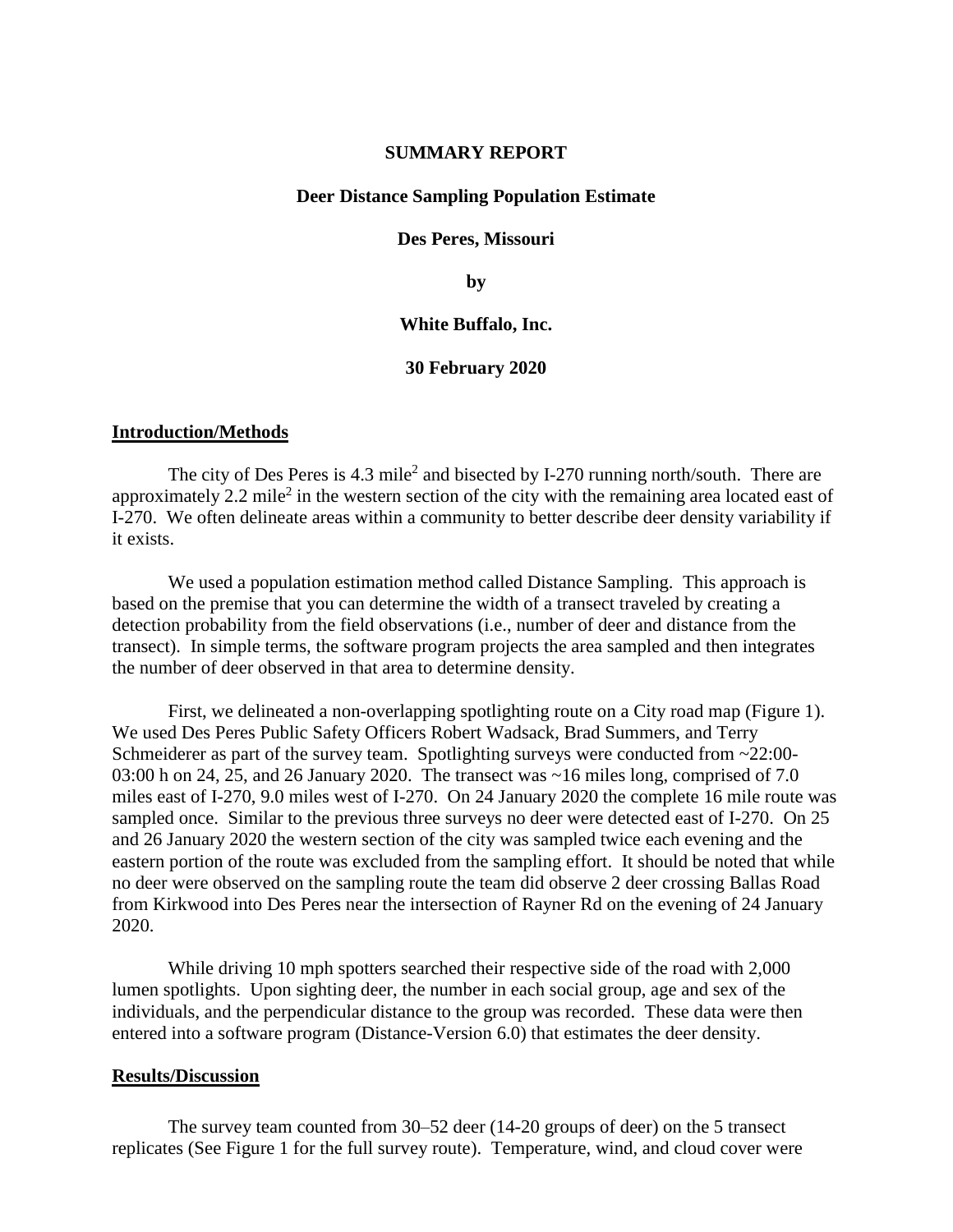**SUMMARY REPORT**

**Deer Distance Sampling Population Estimate**

**Des Peres, Missouri**

**by**

**White Buffalo, Inc.**

**30 February 2020**

## Introduction/Methods

The city of Des Peres is 4.3 mile$^2$ and bisected by I-270 running north/south. There are approximately 2.2 mile$^2$ in the western section of the city with the remaining area located east of I-270. We often delineate areas within a community to better describe deer density variability if it exists.

We used a population estimation method called Distance Sampling. This approach is based on the premise that you can determine the width of a transect traveled by creating a detection probability from the field observations (i.e., number of deer and distance from the transect). In simple terms, the software program projects the area sampled and then integrates the number of deer observed in that area to determine density.

First, we delineated a non-overlapping spotlighting route on a City road map (Figure 1). We used Des Peres Public Safety Officers Robert Wadsack, Brad Summers, and Terry Schmeiderer as part of the survey team. Spotlighting surveys were conducted from ~22:00-03:00 h on 24, 25, and 26 January 2020. The transect was ~16 miles long, comprised of 7.0 miles east of I-270, 9.0 miles west of I-270. On 24 January 2020 the complete 16 mile route was sampled once. Similar to the previous three surveys no deer were detected east of I-270. On 25 and 26 January 2020 the western section of the city was sampled twice each evening and the eastern portion of the route was excluded from the sampling effort. It should be noted that while no deer were observed on the sampling route the team did observe 2 deer crossing Ballas Road from Kirkwood into Des Peres near the intersection of Rayner Rd on the evening of 24 January 2020.

While driving 10 mph spotters searched their respective side of the road with 2,000 lumen spotlights. Upon sighting deer, the number in each social group, age and sex of the individuals, and the perpendicular distance to the group was recorded. These data were then entered into a software program (Distance-Version 6.0) that estimates the deer density.

## Results/Discussion

The survey team counted from 30–52 deer (14-20 groups of deer) on the 5 transect replicates (See Figure 1 for the full survey route). Temperature, wind, and cloud cover were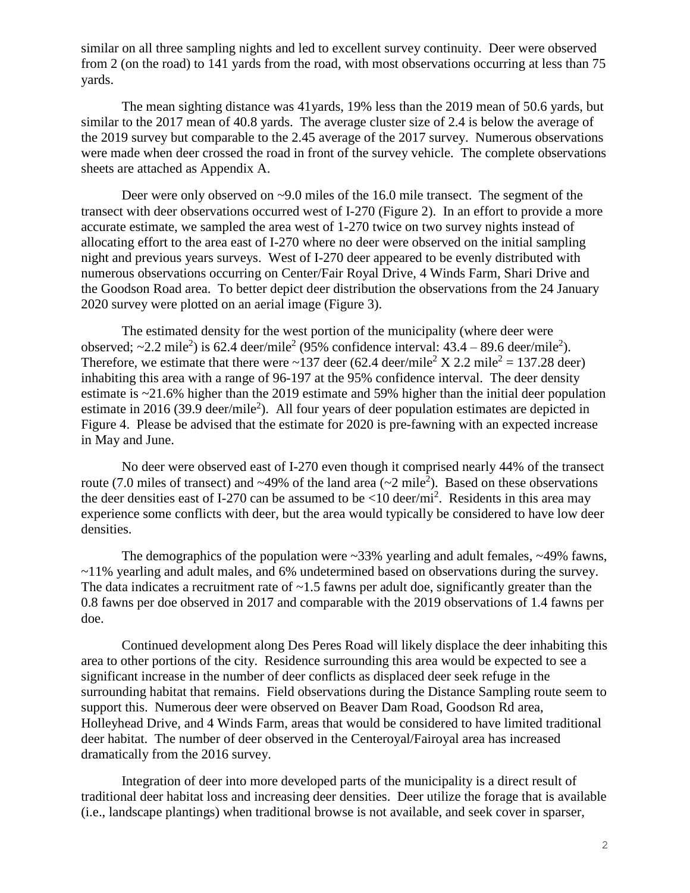similar on all three sampling nights and led to excellent survey continuity. Deer were observed from 2 (on the road) to 141 yards from the road, with most observations occurring at less than 75 yards.

The mean sighting distance was 41yards, 19% less than the 2019 mean of 50.6 yards, but similar to the 2017 mean of 40.8 yards. The average cluster size of 2.4 is below the average of the 2019 survey but comparable to the 2.45 average of the 2017 survey. Numerous observations were made when deer crossed the road in front of the survey vehicle. The complete observations sheets are attached as Appendix A.

Deer were only observed on ~9.0 miles of the 16.0 mile transect. The segment of the transect with deer observations occurred west of I-270 (Figure 2). In an effort to provide a more accurate estimate, we sampled the area west of 1-270 twice on two survey nights instead of allocating effort to the area east of I-270 where no deer were observed on the initial sampling night and previous years surveys. West of I-270 deer appeared to be evenly distributed with numerous observations occurring on Center/Fair Royal Drive, 4 Winds Farm, Shari Drive and the Goodson Road area. To better depict deer distribution the observations from the 24 January 2020 survey were plotted on an aerial image (Figure 3).

The estimated density for the west portion of the municipality (where deer were observed; ~2.2 mile$^2$) is 62.4 deer/mile$^2$ (95% confidence interval: 43.4 – 89.6 deer/mile$^2$). Therefore, we estimate that there were ~137 deer (62.4 deer/mile$^2$ X 2.2 mile$^2$ = 137.28 deer) inhabiting this area with a range of 96-197 at the 95% confidence interval. The deer density estimate is ~21.6% higher than the 2019 estimate and 59% higher than the initial deer population estimate in 2016 (39.9 deer/mile$^2$). All four years of deer population estimates are depicted in Figure 4. Please be advised that the estimate for 2020 is pre-fawning with an expected increase in May and June.

No deer were observed east of I-270 even though it comprised nearly 44% of the transect route (7.0 miles of transect) and ~49% of the land area (~2 mile$^2$). Based on these observations the deer densities east of I-270 can be assumed to be <10 deer/mi$^2$. Residents in this area may experience some conflicts with deer, but the area would typically be considered to have low deer densities.

The demographics of the population were ~33% yearling and adult females, ~49% fawns, ~11% yearling and adult males, and 6% undetermined based on observations during the survey. The data indicates a recruitment rate of ~1.5 fawns per adult doe, significantly greater than the 0.8 fawns per doe observed in 2017 and comparable with the 2019 observations of 1.4 fawns per doe.

Continued development along Des Peres Road will likely displace the deer inhabiting this area to other portions of the city. Residence surrounding this area would be expected to see a significant increase in the number of deer conflicts as displaced deer seek refuge in the surrounding habitat that remains. Field observations during the Distance Sampling route seem to support this. Numerous deer were observed on Beaver Dam Road, Goodson Rd area, Holleyhead Drive, and 4 Winds Farm, areas that would be considered to have limited traditional deer habitat. The number of deer observed in the Centeroyal/Fairoyal area has increased dramatically from the 2016 survey.

Integration of deer into more developed parts of the municipality is a direct result of traditional deer habitat loss and increasing deer densities. Deer utilize the forage that is available (i.e., landscape plantings) when traditional browse is not available, and seek cover in sparser,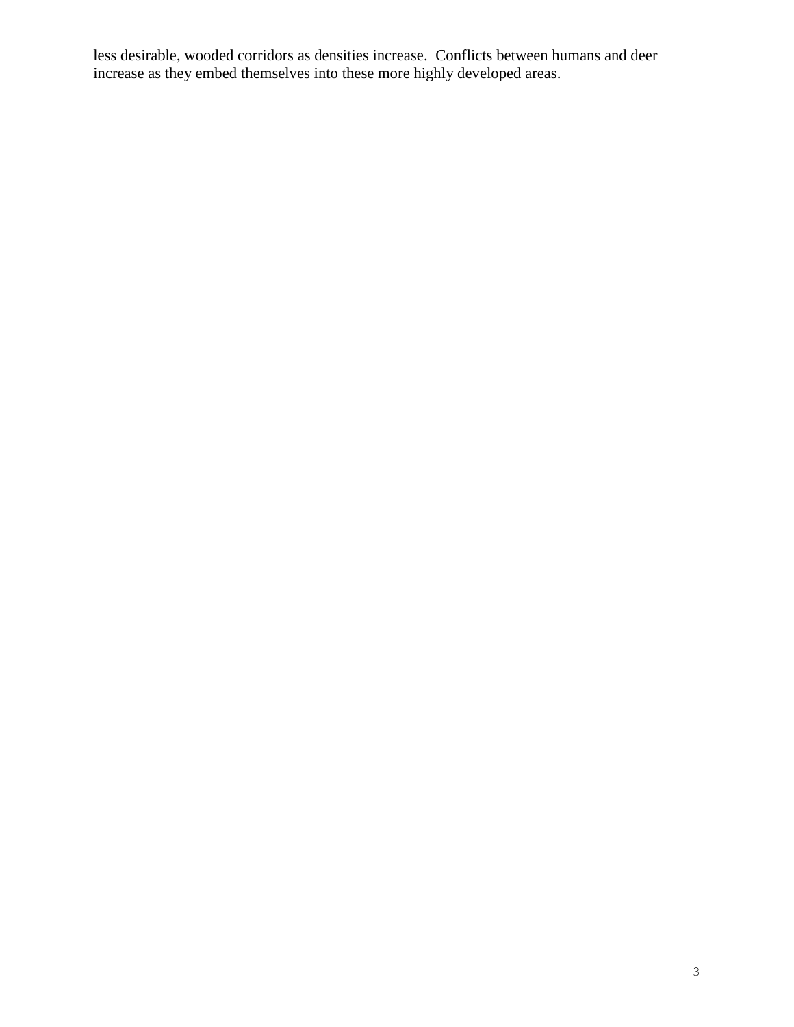less desirable, wooded corridors as densities increase. Conflicts between humans and deer increase as they embed themselves into these more highly developed areas.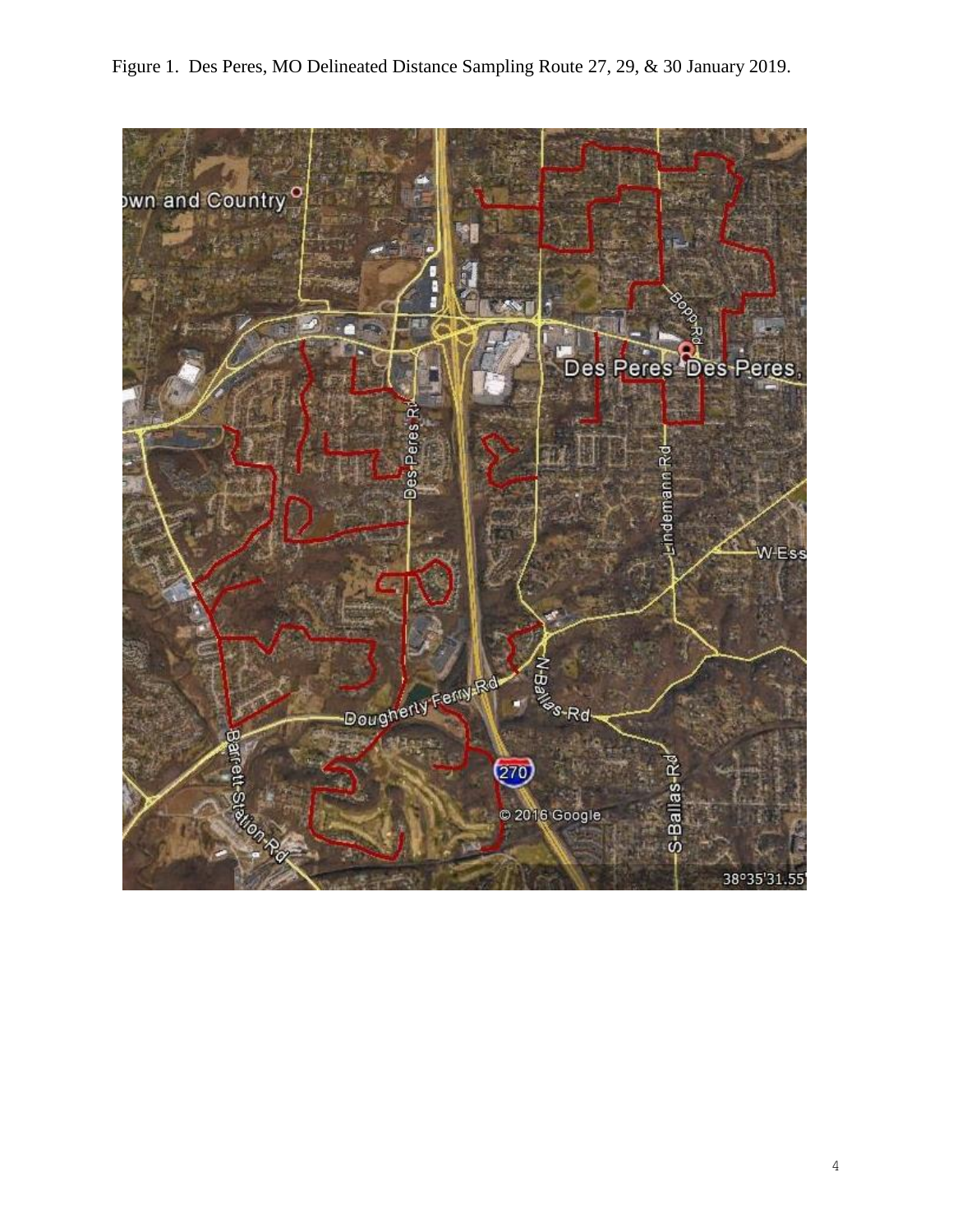Figure 1. Des Peres, MO Delineated Distance Sampling Route 27, 29, & 30 January 2019.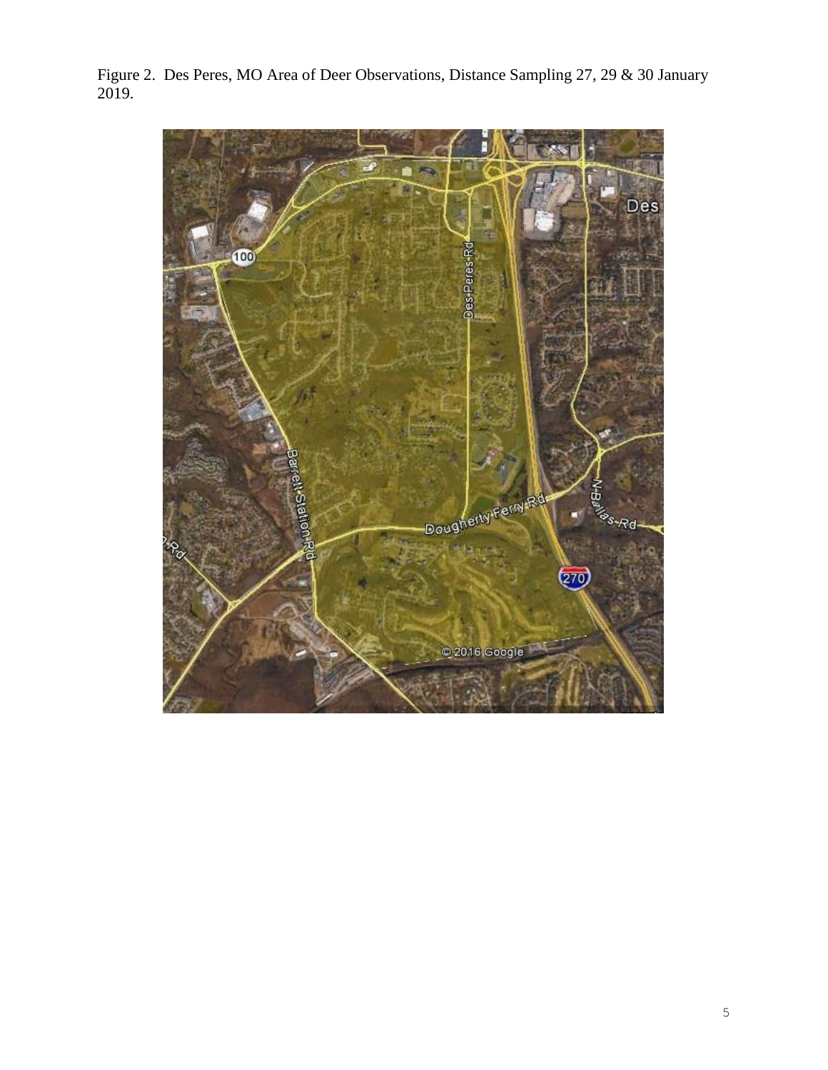Figure 2. Des Peres, MO Area of Deer Observations, Distance Sampling 27, 29 & 30 January 2019.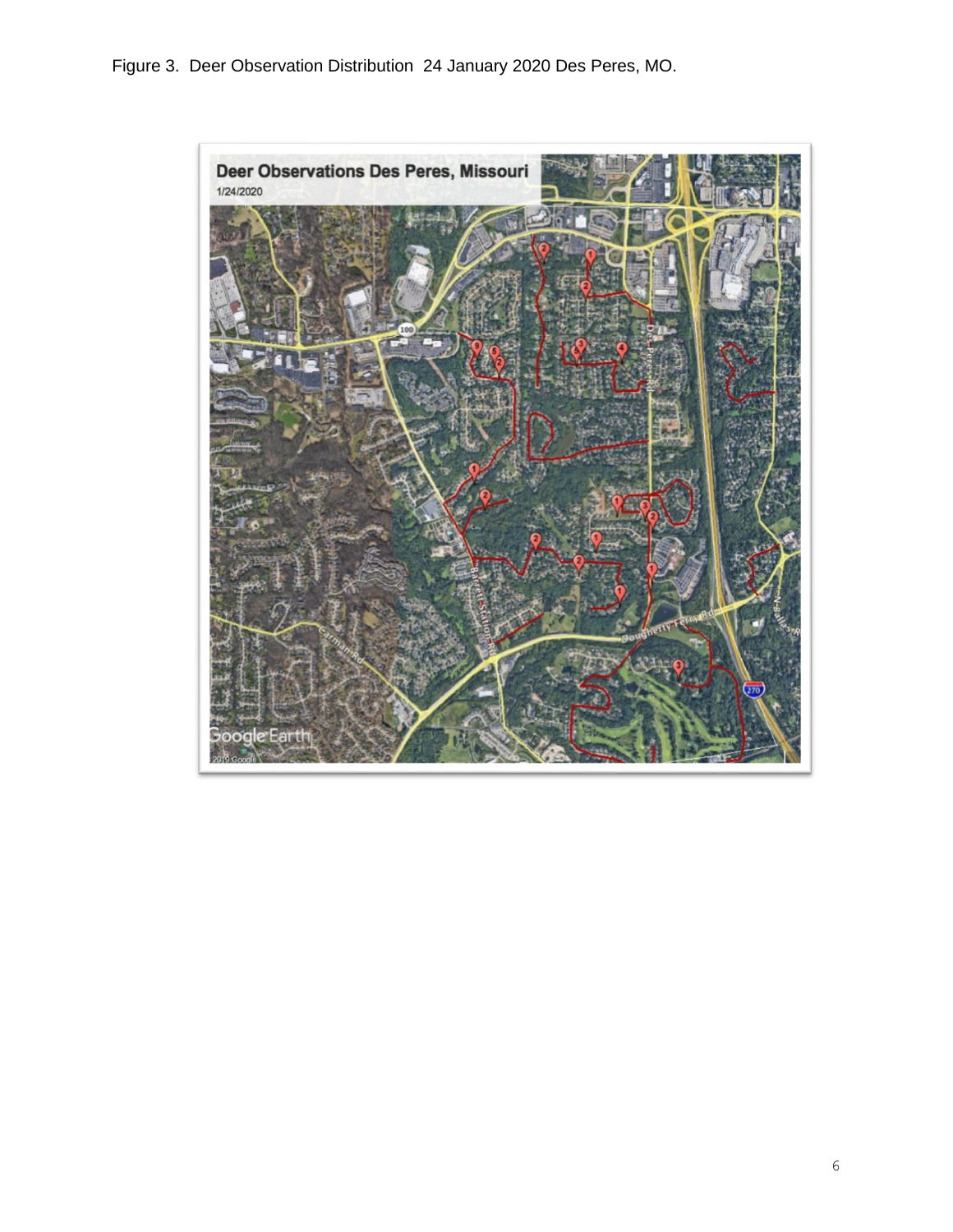Figure 3. Deer Observation Distribution 24 January 2020 Des Peres, MO.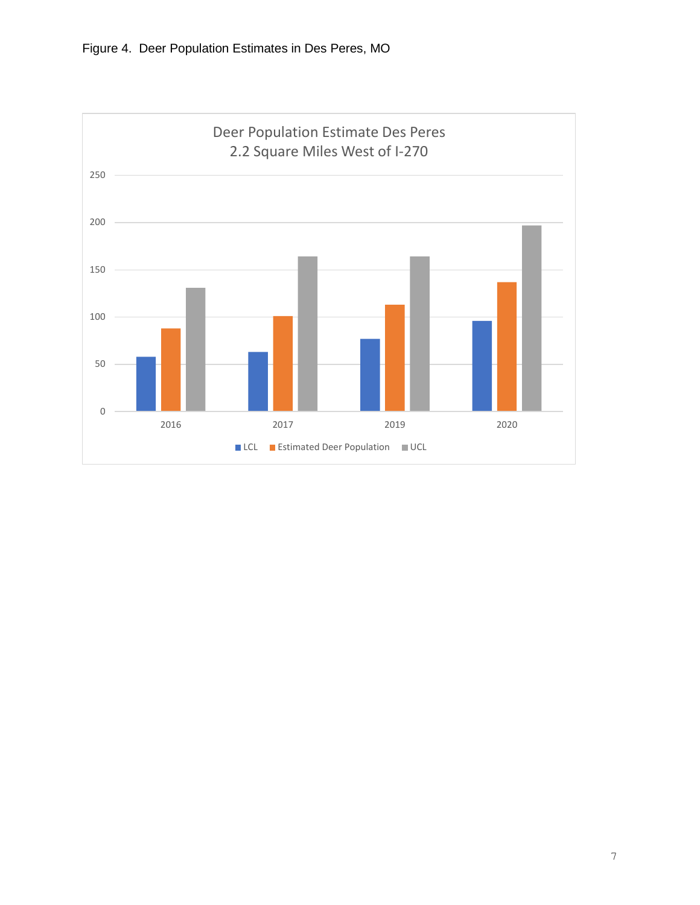Figure 4. Deer Population Estimates in Des Peres, MO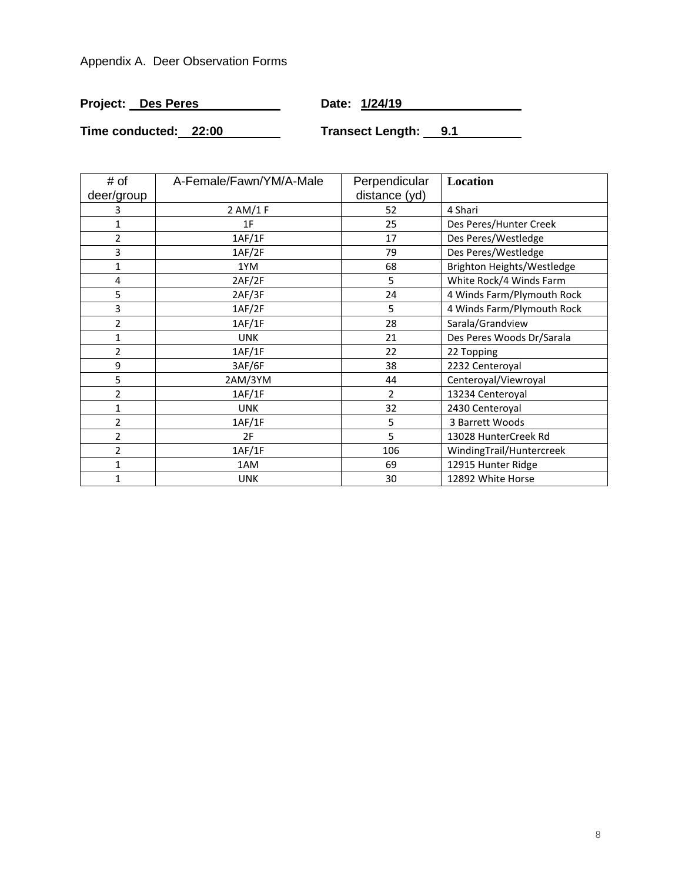Appendix A. Deer Observation Forms

**Project: Des Peres** **Date: 1/24/19**

**Time conducted: 22:00** **Transect Length: 9.1**

| # of deer/group | A-Female/Fawn/YM/A-Male | Perpendicular distance (yd) | Location |
|---|---|---|---|
| 3 | 2 AM/1 F | 52 | 4 Shari |
| 1 | 1F | 25 | Des Peres/Hunter Creek |
| 2 | 1AF/1F | 17 | Des Peres/Westledge |
| 3 | 1AF/2F | 79 | Des Peres/Westledge |
| 1 | 1YM | 68 | Brighton Heights/Westledge |
| 4 | 2AF/2F | 5 | White Rock/4 Winds Farm |
| 5 | 2AF/3F | 24 | 4 Winds Farm/Plymouth Rock |
| 3 | 1AF/2F | 5 | 4 Winds Farm/Plymouth Rock |
| 2 | 1AF/1F | 28 | Sarala/Grandview |
| 1 | UNK | 21 | Des Peres Woods Dr/Sarala |
| 2 | 1AF/1F | 22 | 22 Topping |
| 9 | 3AF/6F | 38 | 2232 Centeroyal |
| 5 | 2AM/3YM | 44 | Centeroyal/Viewroyal |
| 2 | 1AF/1F | 2 | 13234 Centeroyal |
| 1 | UNK | 32 | 2430 Centeroyal |
| 2 | 1AF/1F | 5 | 3 Barrett Woods |
| 2 | 2F | 5 | 13028 HunterCreek Rd |
| 2 | 1AF/1F | 106 | WindingTrail/Huntercreek |
| 1 | 1AM | 69 | 12915 Hunter Ridge |
| 1 | UNK | 30 | 12892 White Horse |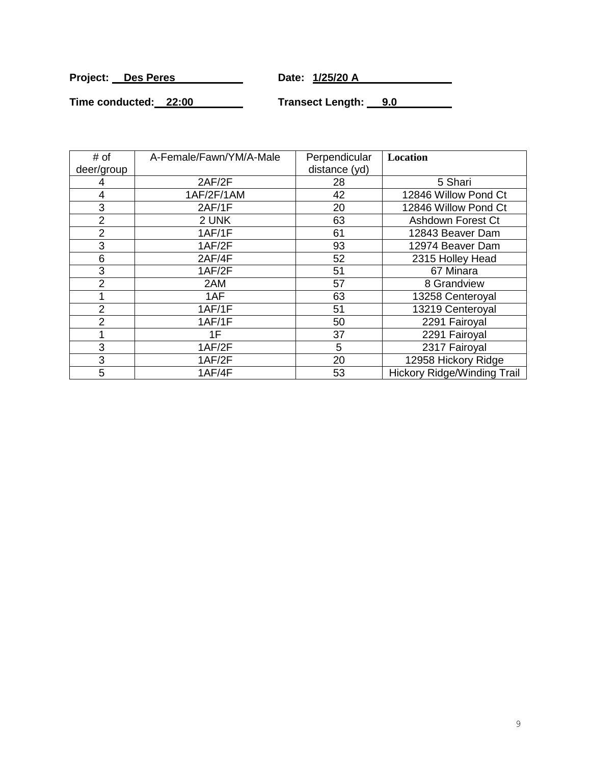**Project: Des Peres** **Date: 1/25/20 A**

**Time conducted: 22:00** **Transect Length: 9.0**

| # of deer/group | A-Female/Fawn/YM/A-Male | Perpendicular distance (yd) | **Location** |
|---|---|---|---|
| 4 | 2AF/2F | 28 | 5 Shari |
| 4 | 1AF/2F/1AM | 42 | 12846 Willow Pond Ct |
| 3 | 2AF/1F | 20 | 12846 Willow Pond Ct |
| 2 | 2 UNK | 63 | Ashdown Forest Ct |
| 2 | 1AF/1F | 61 | 12843 Beaver Dam |
| 3 | 1AF/2F | 93 | 12974 Beaver Dam |
| 6 | 2AF/4F | 52 | 2315 Holley Head |
| 3 | 1AF/2F | 51 | 67 Minara |
| 2 | 2AM | 57 | 8 Grandview |
| 1 | 1AF | 63 | 13258 Centeroyal |
| 2 | 1AF/1F | 51 | 13219 Centeroyal |
| 2 | 1AF/1F | 50 | 2291 Fairoyal |
| 1 | 1F | 37 | 2291 Fairoyal |
| 3 | 1AF/2F | 5 | 2317 Fairoyal |
| 3 | 1AF/2F | 20 | 12958 Hickory Ridge |
| 5 | 1AF/4F | 53 | Hickory Ridge/Winding Trail |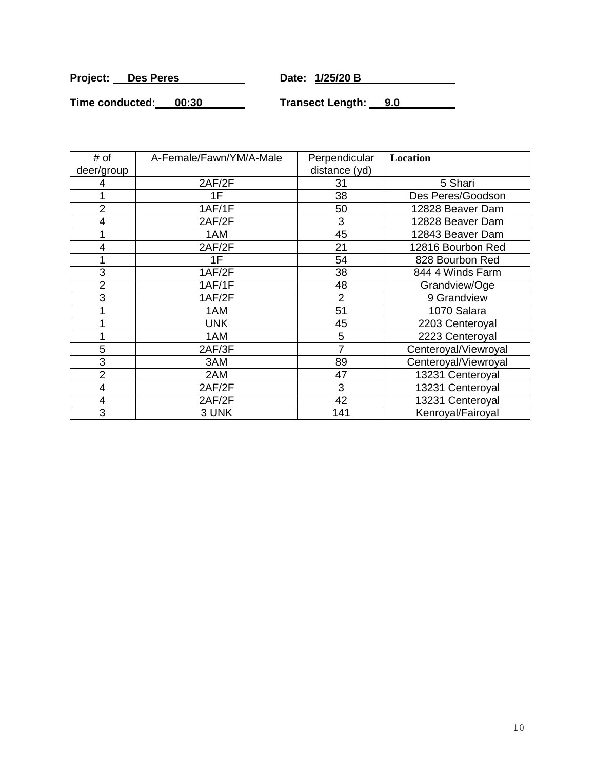**Project:** Des Peres **Date:** 1/25/20 B

**Time conducted:** 00:30 **Transect Length:** 9.0

| # of deer/group | A-Female/Fawn/YM/A-Male | Perpendicular distance (yd) | Location |
|---|---|---|---|
| 4 | 2AF/2F | 31 | 5 Shari |
| 1 | 1F | 38 | Des Peres/Goodson |
| 2 | 1AF/1F | 50 | 12828 Beaver Dam |
| 4 | 2AF/2F | 3 | 12828 Beaver Dam |
| 1 | 1AM | 45 | 12843 Beaver Dam |
| 4 | 2AF/2F | 21 | 12816 Bourbon Red |
| 1 | 1F | 54 | 828 Bourbon Red |
| 3 | 1AF/2F | 38 | 844 4 Winds Farm |
| 2 | 1AF/1F | 48 | Grandview/Oge |
| 3 | 1AF/2F | 2 | 9 Grandview |
| 1 | 1AM | 51 | 1070 Salara |
| 1 | UNK | 45 | 2203 Centeroyal |
| 1 | 1AM | 5 | 2223 Centeroyal |
| 5 | 2AF/3F | 7 | Centeroyal/Viewroyal |
| 3 | 3AM | 89 | Centeroyal/Viewroyal |
| 2 | 2AM | 47 | 13231 Centeroyal |
| 4 | 2AF/2F | 3 | 13231 Centeroyal |
| 4 | 2AF/2F | 42 | 13231 Centeroyal |
| 3 | 3 UNK | 141 | Kenroyal/Fairoyal |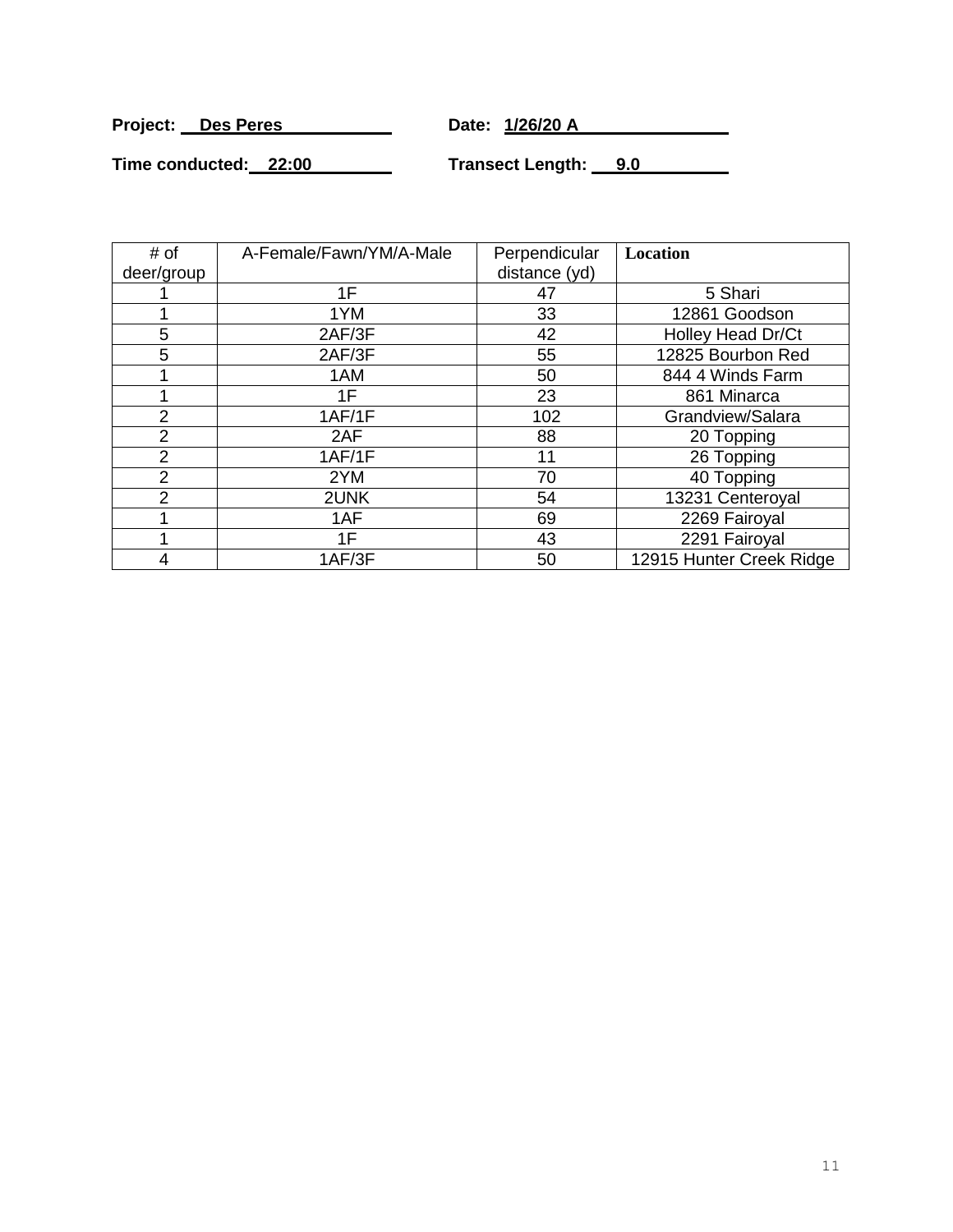**Project:** Des Peres **Date:** 1/26/20 A

**Time conducted:** 22:00 **Transect Length:** 9.0

| # of deer/group | A-Female/Fawn/YM/A-Male | Perpendicular distance (yd) | Location |
|---|---|---|---|
| 1 | 1F | 47 | 5 Shari |
| 1 | 1YM | 33 | 12861 Goodson |
| 5 | 2AF/3F | 42 | Holley Head Dr/Ct |
| 5 | 2AF/3F | 55 | 12825 Bourbon Red |
| 1 | 1AM | 50 | 844 4 Winds Farm |
| 1 | 1F | 23 | 861 Minarca |
| 2 | 1AF/1F | 102 | Grandview/Salara |
| 2 | 2AF | 88 | 20 Topping |
| 2 | 1AF/1F | 11 | 26 Topping |
| 2 | 2YM | 70 | 40 Topping |
| 2 | 2UNK | 54 | 13231 Centeroyal |
| 1 | 1AF | 69 | 2269 Fairoyal |
| 1 | 1F | 43 | 2291 Fairoyal |
| 4 | 1AF/3F | 50 | 12915 Hunter Creek Ridge |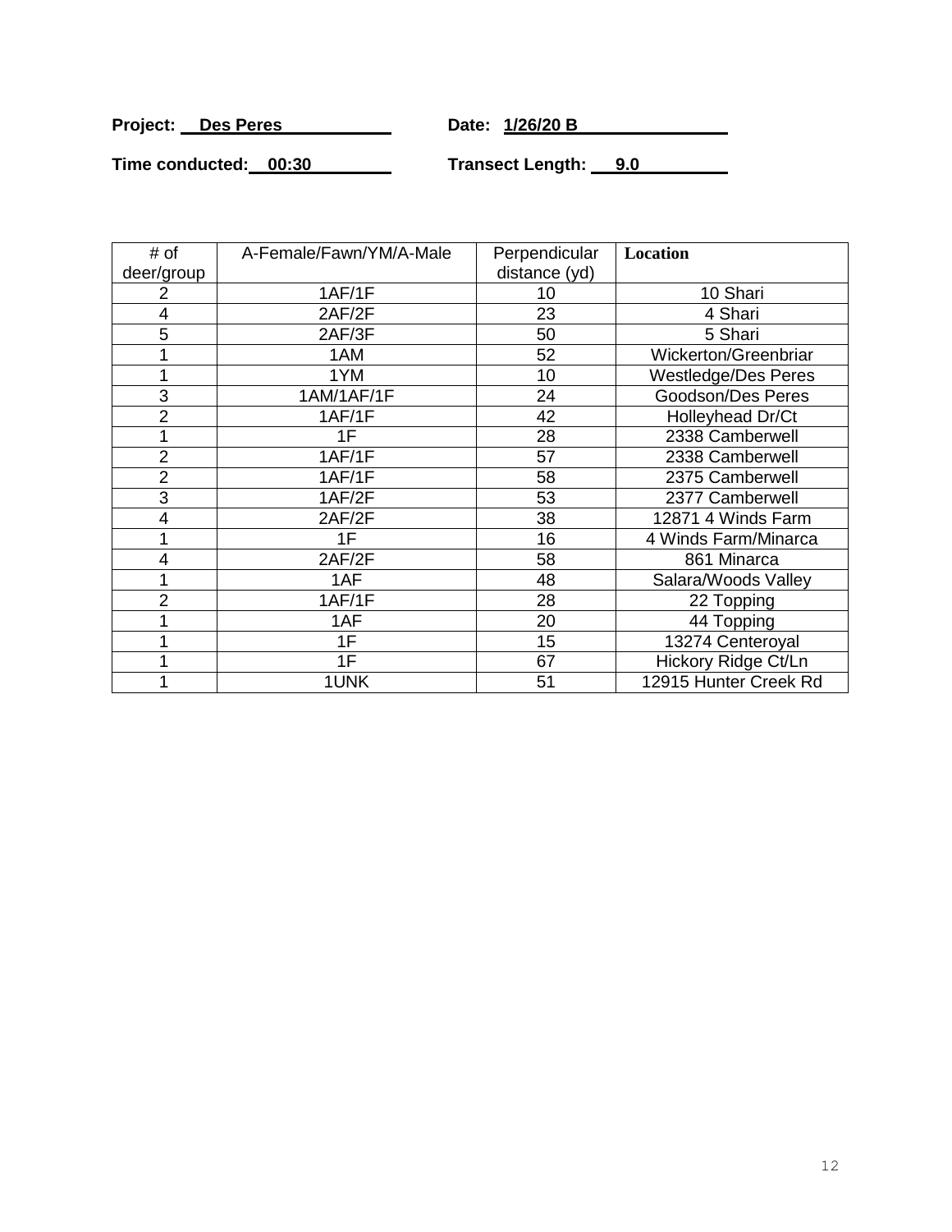**Project: Des Peres** **Date: 1/26/20 B**

**Time conducted: 00:30** **Transect Length: 9.0**

| # of deer/group | A-Female/Fawn/YM/A-Male | Perpendicular distance (yd) | **Location** |
|---|---|---|---|
| 2 | 1AF/1F | 10 | 10 Shari |
| 4 | 2AF/2F | 23 | 4 Shari |
| 5 | 2AF/3F | 50 | 5 Shari |
| 1 | 1AM | 52 | Wickerton/Greenbriar |
| 1 | 1YM | 10 | Westledge/Des Peres |
| 3 | 1AM/1AF/1F | 24 | Goodson/Des Peres |
| 2 | 1AF/1F | 42 | Holleyhead Dr/Ct |
| 1 | 1F | 28 | 2338 Camberwell |
| 2 | 1AF/1F | 57 | 2338 Camberwell |
| 2 | 1AF/1F | 58 | 2375 Camberwell |
| 3 | 1AF/2F | 53 | 2377 Camberwell |
| 4 | 2AF/2F | 38 | 12871 4 Winds Farm |
| 1 | 1F | 16 | 4 Winds Farm/Minarca |
| 4 | 2AF/2F | 58 | 861 Minarca |
| 1 | 1AF | 48 | Salara/Woods Valley |
| 2 | 1AF/1F | 28 | 22 Topping |
| 1 | 1AF | 20 | 44 Topping |
| 1 | 1F | 15 | 13274 Centeroyal |
| 1 | 1F | 67 | Hickory Ridge Ct/Ln |
| 1 | 1UNK | 51 | 12915 Hunter Creek Rd |